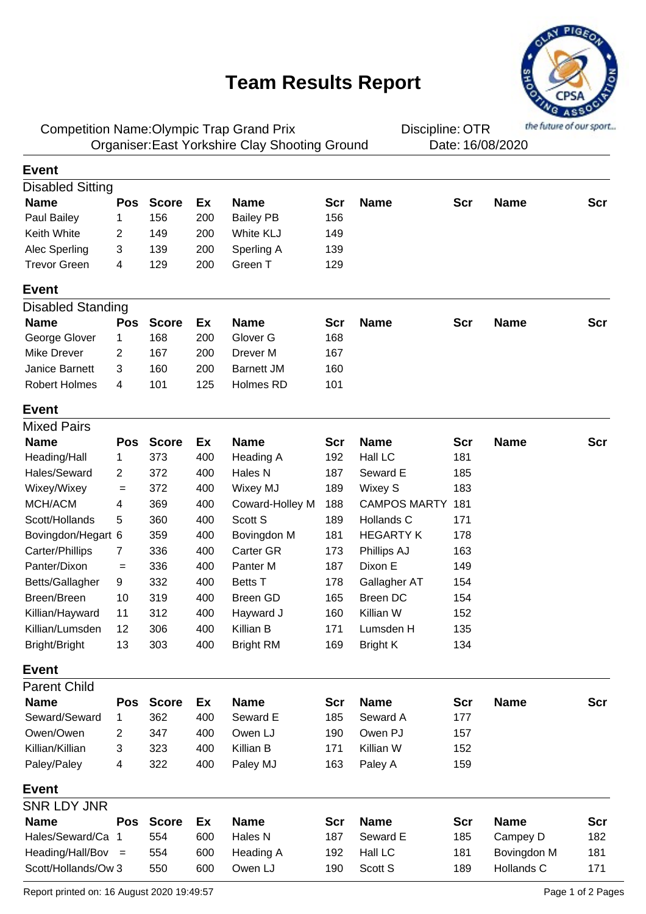# Team Results Report

Competition Name: Olympic Trap Grand Prix — Discipline: OTR

Organiser: East Yorkshire Clay Shooting Ground — Date: 16/08/2020

## Event

### Disabled Sitting

| Name | Pos | Score | Ex | Name | Scr | Name | Scr | Name | Scr |
|---|---|---|---|---|---|---|---|---|---|
| Paul Bailey | 1 | 156 | 200 | Bailey PB | 156 | | | | |
| Keith White | 2 | 149 | 200 | White KLJ | 149 | | | | |
| Alec Sperling | 3 | 139 | 200 | Sperling A | 139 | | | | |
| Trevor Green | 4 | 129 | 200 | Green T | 129 | | | | |

## Event

### Disabled Standing

| Name | Pos | Score | Ex | Name | Scr | Name | Scr | Name | Scr |
|---|---|---|---|---|---|---|---|---|---|
| George Glover | 1 | 168 | 200 | Glover G | 168 | | | | |
| Mike Drever | 2 | 167 | 200 | Drever M | 167 | | | | |
| Janice Barnett | 3 | 160 | 200 | Barnett JM | 160 | | | | |
| Robert Holmes | 4 | 101 | 125 | Holmes RD | 101 | | | | |

## Event

### Mixed Pairs

| Name | Pos | Score | Ex | Name | Scr | Name | Scr | Name | Scr |
|---|---|---|---|---|---|---|---|---|---|
| Heading/Hall | 1 | 373 | 400 | Heading A | 192 | Hall LC | 181 | | |
| Hales/Seward | 2 | 372 | 400 | Hales N | 187 | Seward E | 185 | | |
| Wixey/Wixey | = | 372 | 400 | Wixey MJ | 189 | Wixey S | 183 | | |
| MCH/ACM | 4 | 369 | 400 | Coward-Holley M | 188 | CAMPOS MARTY | 181 | | |
| Scott/Hollands | 5 | 360 | 400 | Scott S | 189 | Hollands C | 171 | | |
| Bovingdon/Hegart | 6 | 359 | 400 | Bovingdon M | 181 | HEGARTY K | 178 | | |
| Carter/Phillips | 7 | 336 | 400 | Carter GR | 173 | Phillips AJ | 163 | | |
| Panter/Dixon | = | 336 | 400 | Panter M | 187 | Dixon E | 149 | | |
| Betts/Gallagher | 9 | 332 | 400 | Betts T | 178 | Gallagher AT | 154 | | |
| Breen/Breen | 10 | 319 | 400 | Breen GD | 165 | Breen DC | 154 | | |
| Killian/Hayward | 11 | 312 | 400 | Hayward J | 160 | Killian W | 152 | | |
| Killian/Lumsden | 12 | 306 | 400 | Killian B | 171 | Lumsden H | 135 | | |
| Bright/Bright | 13 | 303 | 400 | Bright RM | 169 | Bright K | 134 | | |

## Event

### Parent Child

| Name | Pos | Score | Ex | Name | Scr | Name | Scr | Name | Scr |
|---|---|---|---|---|---|---|---|---|---|
| Seward/Seward | 1 | 362 | 400 | Seward E | 185 | Seward A | 177 | | |
| Owen/Owen | 2 | 347 | 400 | Owen LJ | 190 | Owen PJ | 157 | | |
| Killian/Killian | 3 | 323 | 400 | Killian B | 171 | Killian W | 152 | | |
| Paley/Paley | 4 | 322 | 400 | Paley MJ | 163 | Paley A | 159 | | |

## Event

### SNR LDY JNR

| Name | Pos | Score | Ex | Name | Scr | Name | Scr | Name | Scr |
|---|---|---|---|---|---|---|---|---|---|
| Hales/Seward/Ca | 1 | 554 | 600 | Hales N | 187 | Seward E | 185 | Campey D | 182 |
| Heading/Hall/Bov | = | 554 | 600 | Heading A | 192 | Hall LC | 181 | Bovingdon M | 181 |
| Scott/Hollands/Ow | 3 | 550 | 600 | Owen LJ | 190 | Scott S | 189 | Hollands C | 171 |

Report printed on: 16 August 2020 19:49:57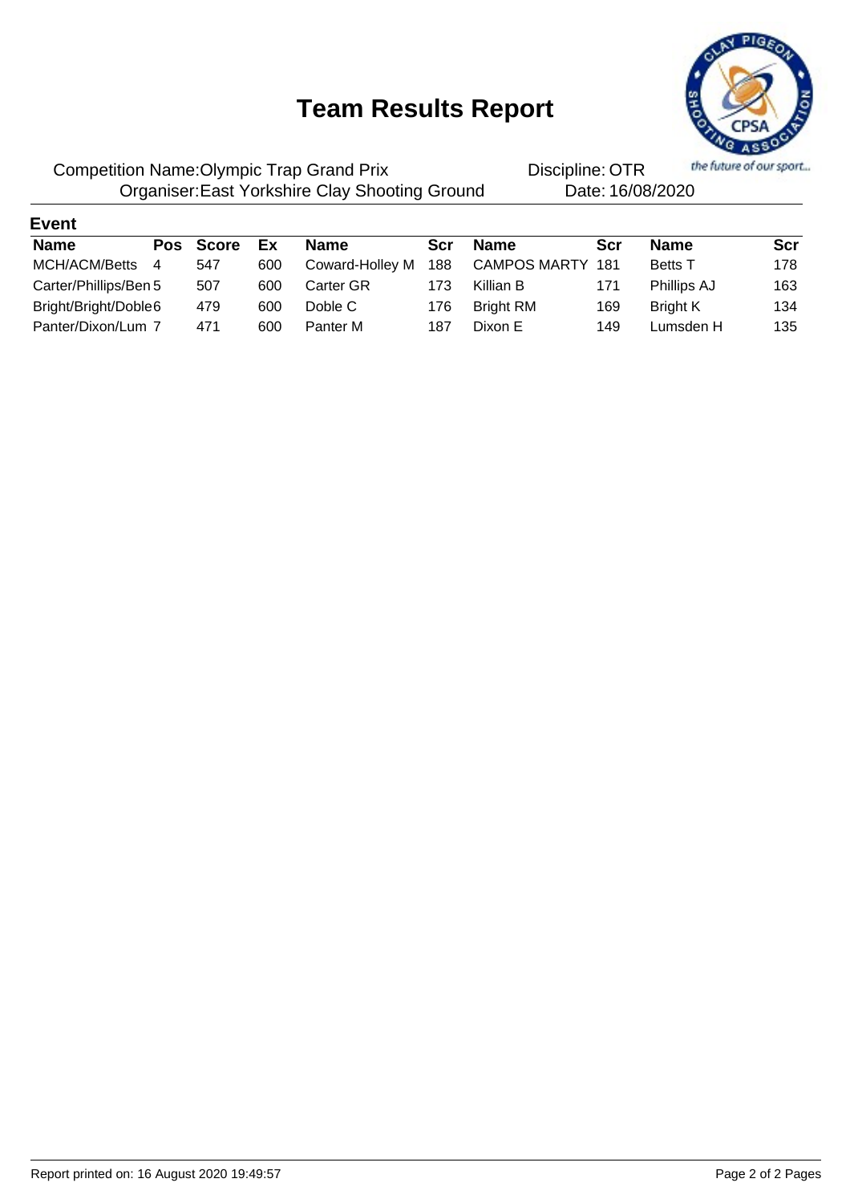# Team Results Report

Competition Name: Olympic Trap Grand Prix
Organiser: East Yorkshire Clay Shooting Ground

Discipline: OTR
Date: 16/08/2020

## Event

| Name | Pos | Score | Ex | Name | Scr | Name | Scr | Name | Scr |
|---|---|---|---|---|---|---|---|---|---|
| MCH/ACM/Betts | 4 | 547 | 600 | Coward-Holley M | 188 | CAMPOS MARTY | 181 | Betts T | 178 |
| Carter/Phillips/Ben | 5 | 507 | 600 | Carter GR | 173 | Killian B | 171 | Phillips AJ | 163 |
| Bright/Bright/Doble | 6 | 479 | 600 | Doble C | 176 | Bright RM | 169 | Bright K | 134 |
| Panter/Dixon/Lum | 7 | 471 | 600 | Panter M | 187 | Dixon E | 149 | Lumsden H | 135 |

Report printed on: 16 August 2020 19:49:57